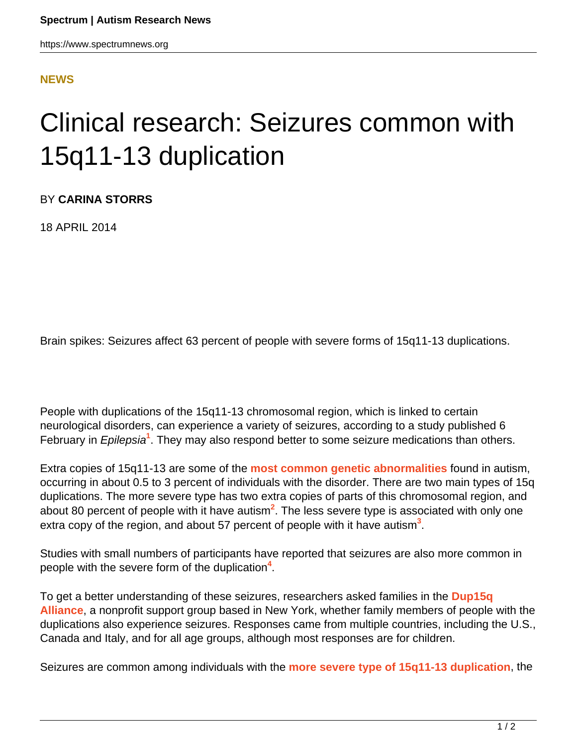NEWS

# Clinical research: Seizures common with 15q11-13 duplication

BY **CARINA STORRS**

18 APRIL 2014

Brain spikes: Seizures affect 63 percent of people with severe forms of 15q11-13 duplications.

People with duplications of the 15q11-13 chromosomal region, which is linked to certain neurological disorders, can experience a variety of seizures, according to a study published 6 February in *Epilepsia*[1]. They may also respond better to some seizure medications than others.

Extra copies of 15q11-13 are some of the **most common genetic abnormalities** found in autism, occurring in about 0.5 to 3 percent of individuals with the disorder. There are two main types of 15q duplications. The more severe type has two extra copies of parts of this chromosomal region, and about 80 percent of people with it have autism[2]. The less severe type is associated with only one extra copy of the region, and about 57 percent of people with it have autism[3].

Studies with small numbers of participants have reported that seizures are also more common in people with the severe form of the duplication[4].

To get a better understanding of these seizures, researchers asked families in the **Dup15q Alliance**, a nonprofit support group based in New York, whether family members of people with the duplications also experience seizures. Responses came from multiple countries, including the U.S., Canada and Italy, and for all age groups, although most responses are for children.

Seizures are common among individuals with the **more severe type of 15q11-13 duplication**, the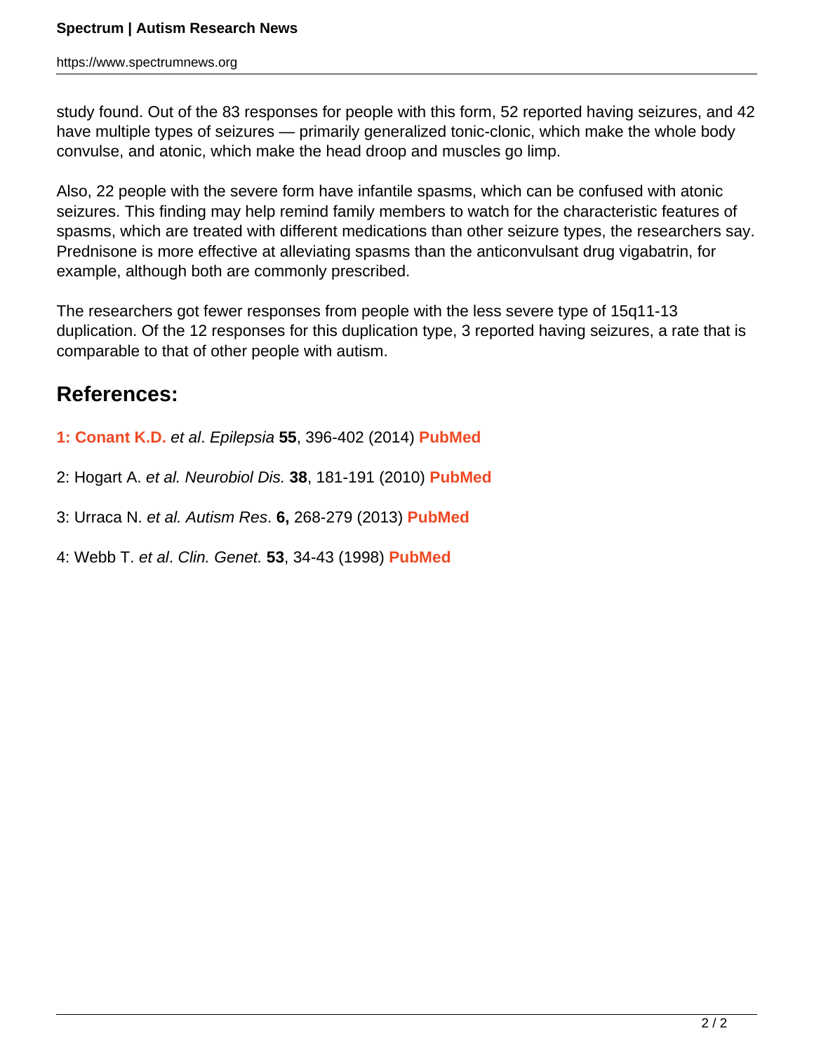study found. Out of the 83 responses for people with this form, 52 reported having seizures, and 42 have multiple types of seizures — primarily generalized tonic-clonic, which make the whole body convulse, and atonic, which make the head droop and muscles go limp.

Also, 22 people with the severe form have infantile spasms, which can be confused with atonic seizures. This finding may help remind family members to watch for the characteristic features of spasms, which are treated with different medications than other seizure types, the researchers say. Prednisone is more effective at alleviating spasms than the anticonvulsant drug vigabatrin, for example, although both are commonly prescribed.

The researchers got fewer responses from people with the less severe type of 15q11-13 duplication. Of the 12 responses for this duplication type, 3 reported having seizures, a rate that is comparable to that of other people with autism.

## References:

**1: Conant K.D.** *et al*. *Epilepsia* **55**, 396-402 (2014) **PubMed**

2: Hogart A. *et al. Neurobiol Dis.* **38**, 181-191 (2010) **PubMed**

3: Urraca N. *et al. Autism Res*. **6,** 268-279 (2013) **PubMed**

4: Webb T. *et al*. *Clin. Genet.* **53**, 34-43 (1998) **PubMed**